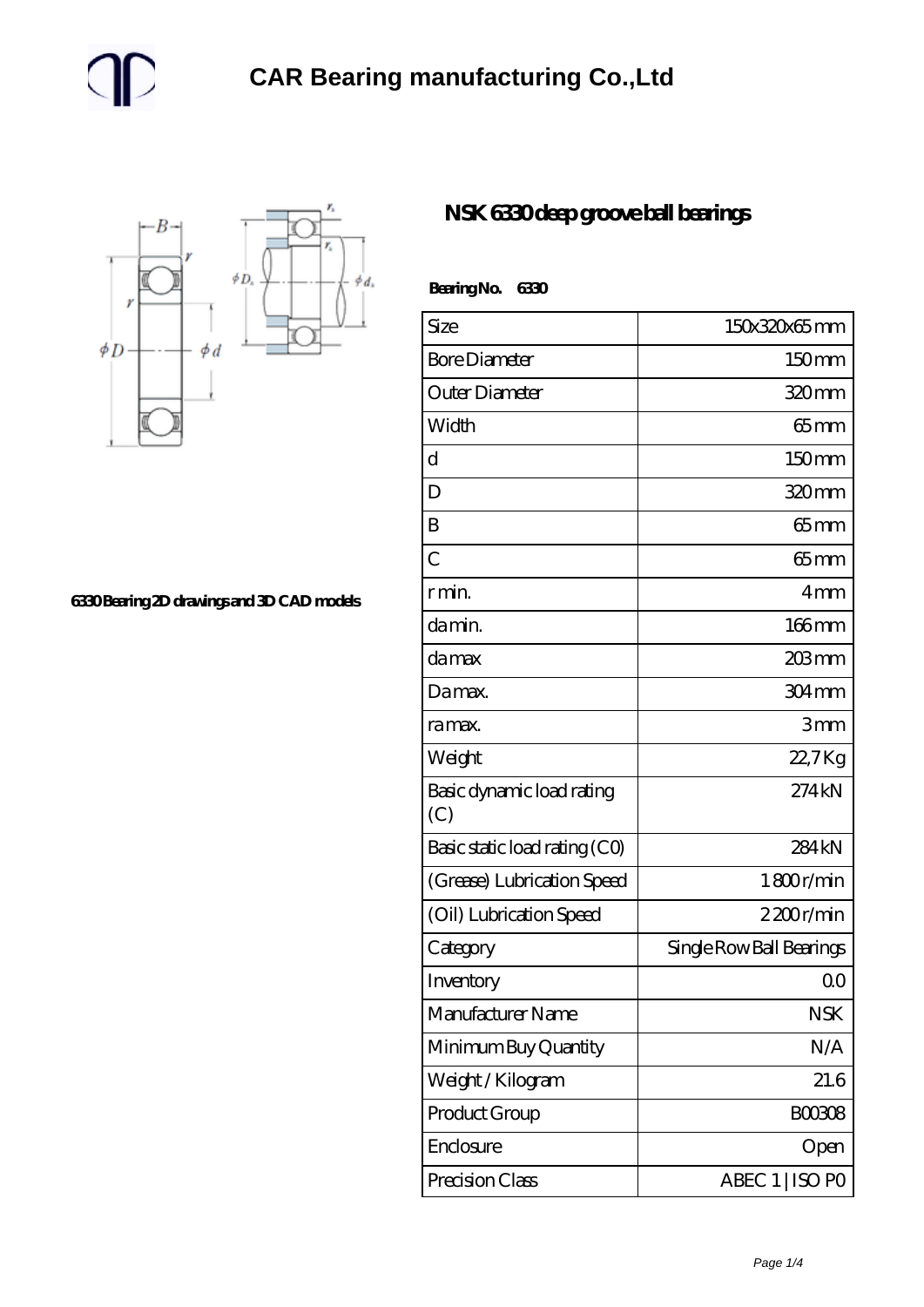# CAR Bearing manufacturing Co.,Ltd

6330 Bearing 2D drawings and 3D CAD models

## NSK 6330 deep groove ball bearings

**Bearing No. 6330**

| Size | 150x320x65 mm |
| --- | --- |
| Bore Diameter | 150 mm |
| Outer Diameter | 320 mm |
| Width | 65 mm |
| d | 150 mm |
| D | 320 mm |
| B | 65 mm |
| C | 65 mm |
| r min. | 4 mm |
| da min. | 166 mm |
| da max | 203 mm |
| Da max. | 304 mm |
| ra max. | 3 mm |
| Weight | 22,7 Kg |
| Basic dynamic load rating (C) | 274 kN |
| Basic static load rating (C0) | 284 kN |
| (Grease) Lubrication Speed | 1 800 r/min |
| (Oil) Lubrication Speed | 2 200 r/min |
| Category | Single Row Ball Bearings |
| Inventory | 0.0 |
| Manufacturer Name | NSK |
| Minimum Buy Quantity | N/A |
| Weight / Kilogram | 21.6 |
| Product Group | B00308 |
| Enclosure | Open |
| Precision Class | ABEC 1 \| ISO P0 |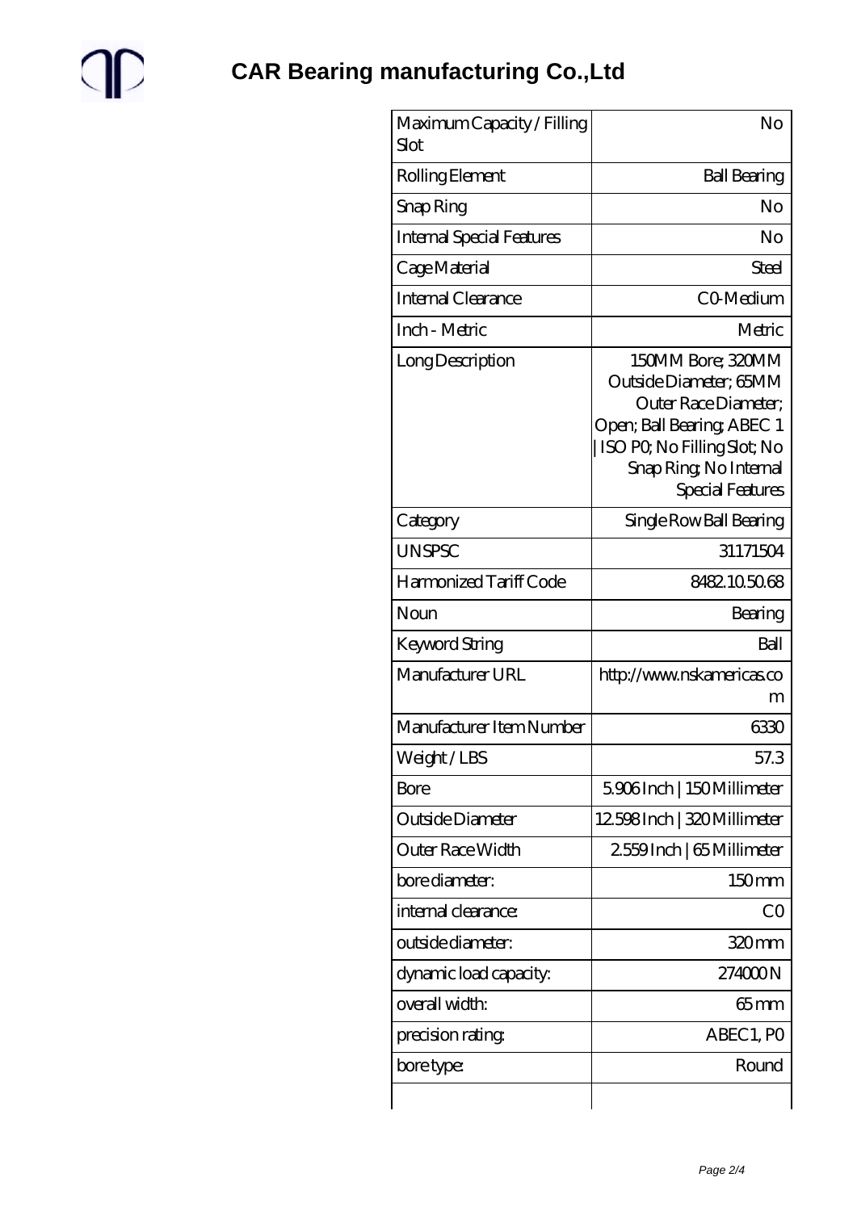# CAR Bearing manufacturing Co.,Ltd

| Maximum Capacity / Filling Slot | No |
| --- | --- |
| Rolling Element | Ball Bearing |
| Snap Ring | No |
| Internal Special Features | No |
| Cage Material | Steel |
| Internal Clearance | C0-Medium |
| Inch - Metric | Metric |
| Long Description | 150MM Bore; 320MM Outside Diameter; 65MM Outer Race Diameter; Open; Ball Bearing; ABEC 1 \| ISO P0; No Filling Slot; No Snap Ring; No Internal Special Features |
| Category | Single Row Ball Bearing |
| UNSPSC | 31171504 |
| Harmonized Tariff Code | 8482.10.50.68 |
| Noun | Bearing |
| Keyword String | Ball |
| Manufacturer URL | http://www.nskamericas.com |
| Manufacturer Item Number | 6330 |
| Weight / LBS | 57.3 |
| Bore | 5.906 Inch \| 150 Millimeter |
| Outside Diameter | 12.598 Inch \| 320 Millimeter |
| Outer Race Width | 2.559 Inch \| 65 Millimeter |
| bore diameter: | 150 mm |
| internal clearance: | C0 |
| outside diameter: | 320 mm |
| dynamic load capacity: | 274000 N |
| overall width: | 65 mm |
| precision rating: | ABEC1, P0 |
| bore type: | Round |
| | |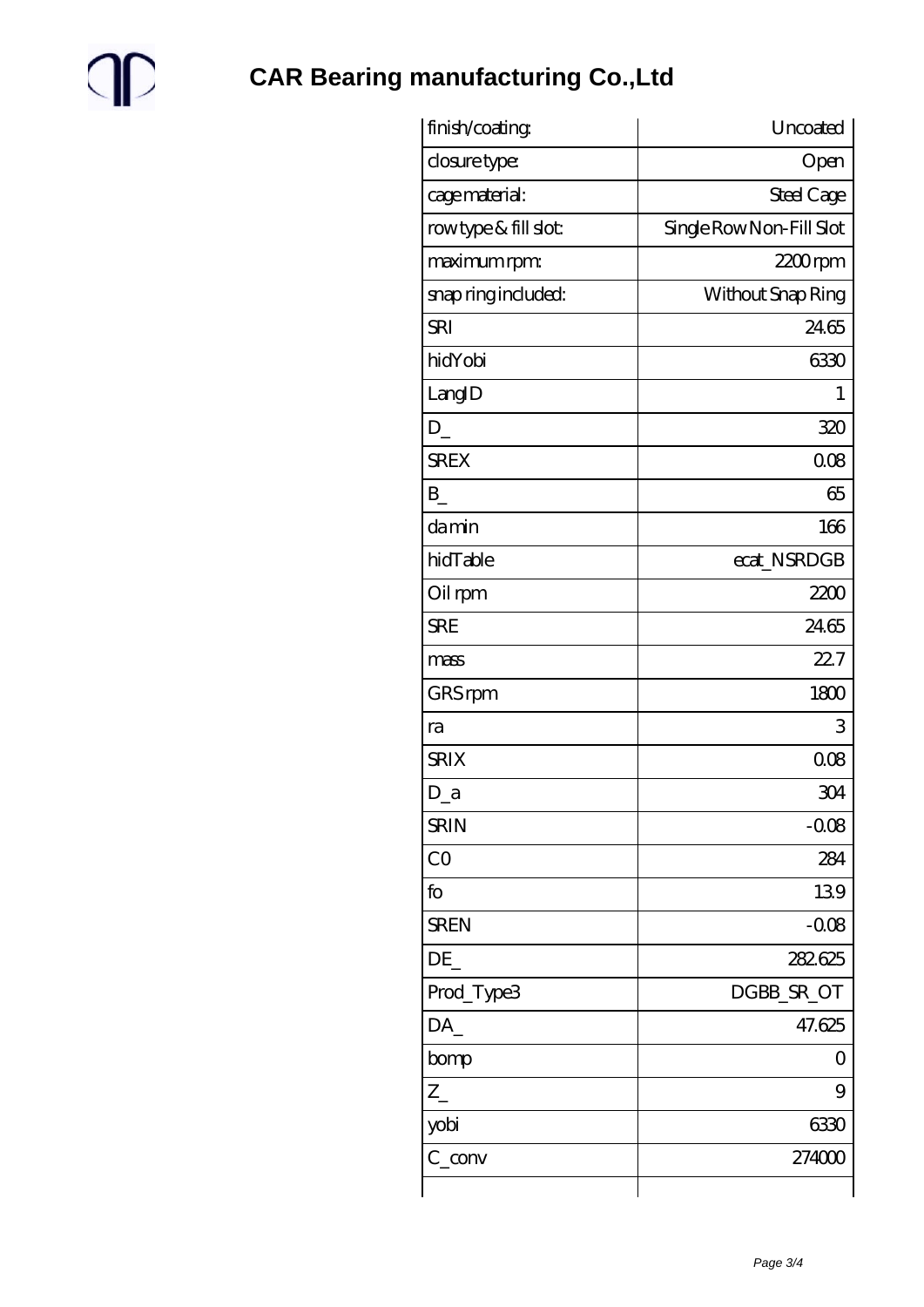# CAR Bearing manufacturing Co.,Ltd

| | |
|---|---|
| finish/coating: | Uncoated |
| closure type: | Open |
| cage material: | Steel Cage |
| row type & fill slot: | Single Row Non-Fill Slot |
| maximum rpm: | 2200 rpm |
| snap ring included: | Without Snap Ring |
| SRI | 24.65 |
| hidYobi | 6330 |
| LangID | 1 |
| D_ | 320 |
| SREX | 0.08 |
| B_ | 65 |
| da min | 166 |
| hidTable | ecat_NSRDGB |
| Oil rpm | 2200 |
| SRE | 24.65 |
| mass | 22.7 |
| GRS rpm | 1800 |
| ra | 3 |
| SRIX | 0.08 |
| D_a | 304 |
| SRIN | -0.08 |
| C0 | 284 |
| fo | 13.9 |
| SREN | -0.08 |
| DE_ | 282.625 |
| Prod_Type3 | DGBB_SR_OT |
| DA_ | 47.625 |
| bomp | 0 |
| Z_ | 9 |
| yobi | 6330 |
| C_conv | 274000 |
| | |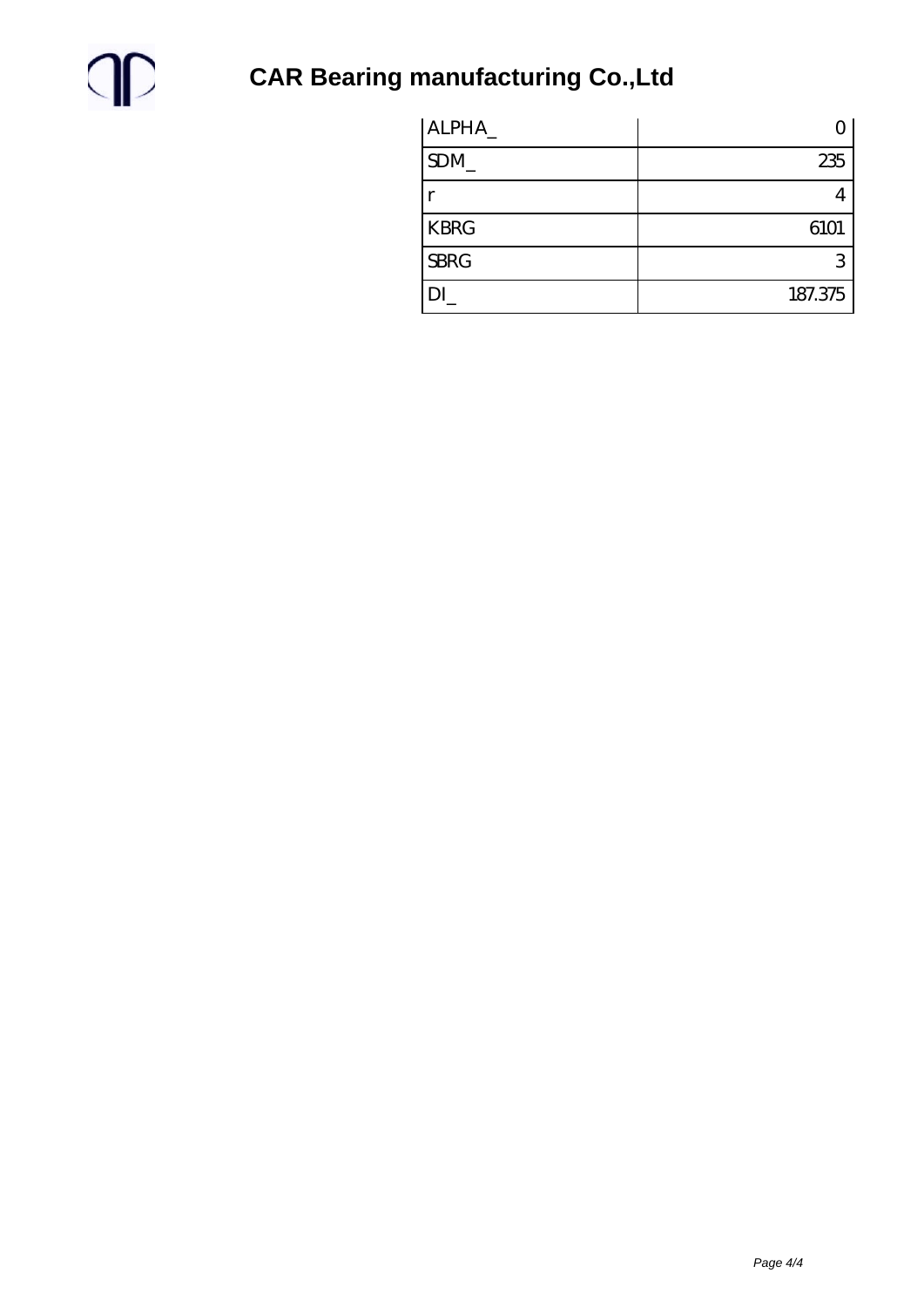| | |
|---|---|
| ALPHA_ | 0 |
| SDM_ | 235 |
| r | 4 |
| KBRG | 6101 |
| SBRG | 3 |
| DI_ | 187.375 |